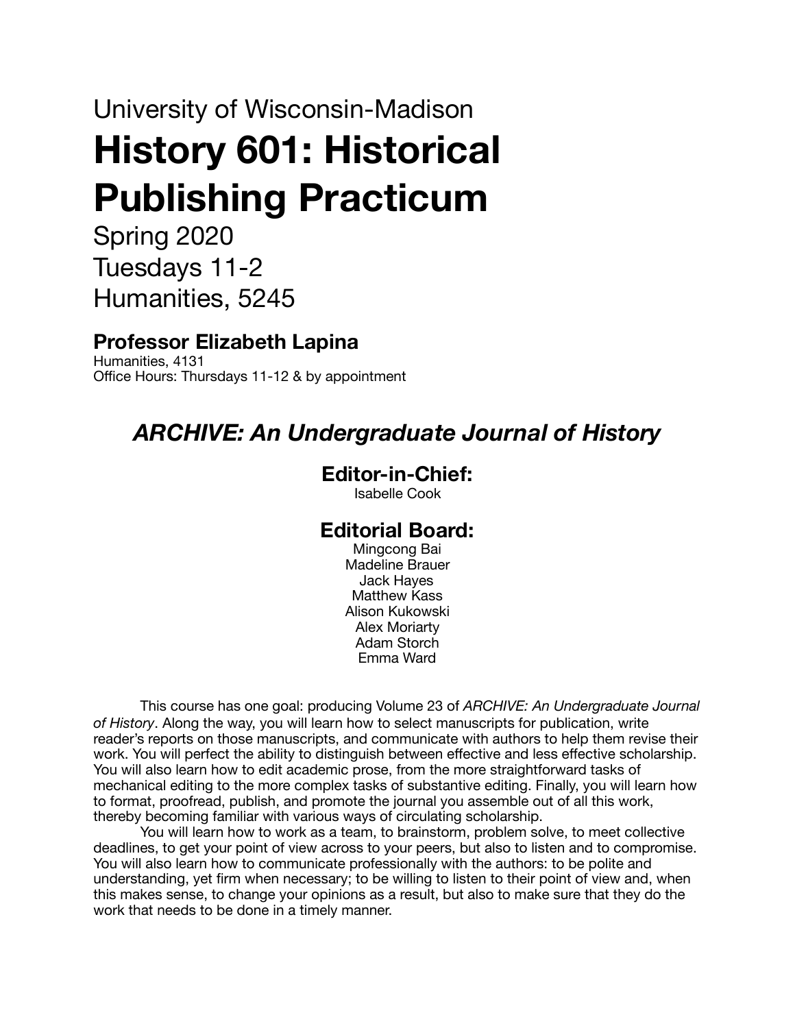University of Wisconsin-Madison

# History 601: Historical Publishing Practicum

Spring 2020
Tuesdays 11-2
Humanities, 5245

### Professor Elizabeth Lapina

Humanities, 4131
Office Hours: Thursdays 11-12 & by appointment

## *ARCHIVE: An Undergraduate Journal of History*

### Editor-in-Chief:

Isabelle Cook

### Editorial Board:

Mingcong Bai
Madeline Brauer
Jack Hayes
Matthew Kass
Alison Kukowski
Alex Moriarty
Adam Storch
Emma Ward

This course has one goal: producing Volume 23 of *ARCHIVE: An Undergraduate Journal of History*. Along the way, you will learn how to select manuscripts for publication, write reader's reports on those manuscripts, and communicate with authors to help them revise their work. You will perfect the ability to distinguish between effective and less effective scholarship. You will also learn how to edit academic prose, from the more straightforward tasks of mechanical editing to the more complex tasks of substantive editing. Finally, you will learn how to format, proofread, publish, and promote the journal you assemble out of all this work, thereby becoming familiar with various ways of circulating scholarship.

You will learn how to work as a team, to brainstorm, problem solve, to meet collective deadlines, to get your point of view across to your peers, but also to listen and to compromise. You will also learn how to communicate professionally with the authors: to be polite and understanding, yet firm when necessary; to be willing to listen to their point of view and, when this makes sense, to change your opinions as a result, but also to make sure that they do the work that needs to be done in a timely manner.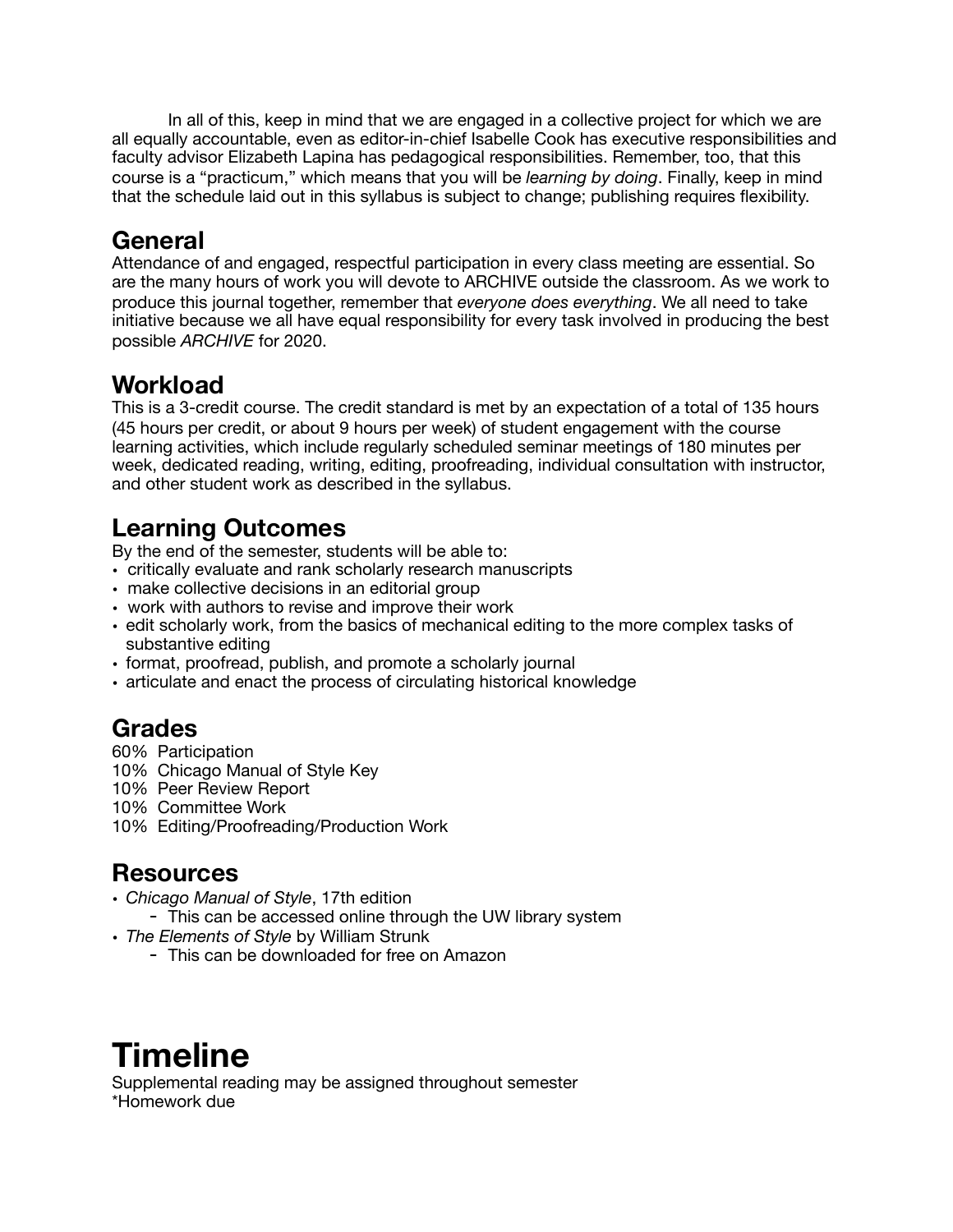In all of this, keep in mind that we are engaged in a collective project for which we are all equally accountable, even as editor-in-chief Isabelle Cook has executive responsibilities and faculty advisor Elizabeth Lapina has pedagogical responsibilities. Remember, too, that this course is a "practicum," which means that you will be *learning by doing*. Finally, keep in mind that the schedule laid out in this syllabus is subject to change; publishing requires flexibility.

## General

Attendance of and engaged, respectful participation in every class meeting are essential. So are the many hours of work you will devote to ARCHIVE outside the classroom. As we work to produce this journal together, remember that *everyone does everything*. We all need to take initiative because we all have equal responsibility for every task involved in producing the best possible *ARCHIVE* for 2020.

## Workload

This is a 3-credit course. The credit standard is met by an expectation of a total of 135 hours (45 hours per credit, or about 9 hours per week) of student engagement with the course learning activities, which include regularly scheduled seminar meetings of 180 minutes per week, dedicated reading, writing, editing, proofreading, individual consultation with instructor, and other student work as described in the syllabus.

## Learning Outcomes

By the end of the semester, students will be able to:

- critically evaluate and rank scholarly research manuscripts
- make collective decisions in an editorial group
- work with authors to revise and improve their work
- edit scholarly work, from the basics of mechanical editing to the more complex tasks of substantive editing
- format, proofread, publish, and promote a scholarly journal
- articulate and enact the process of circulating historical knowledge

## Grades

60% Participation
10% Chicago Manual of Style Key
10% Peer Review Report
10% Committee Work
10% Editing/Proofreading/Production Work

## Resources

- *Chicago Manual of Style*, 17th edition
  - This can be accessed online through the UW library system
- *The Elements of Style* by William Strunk
  - This can be downloaded for free on Amazon

# Timeline

Supplemental reading may be assigned throughout semester
*Homework due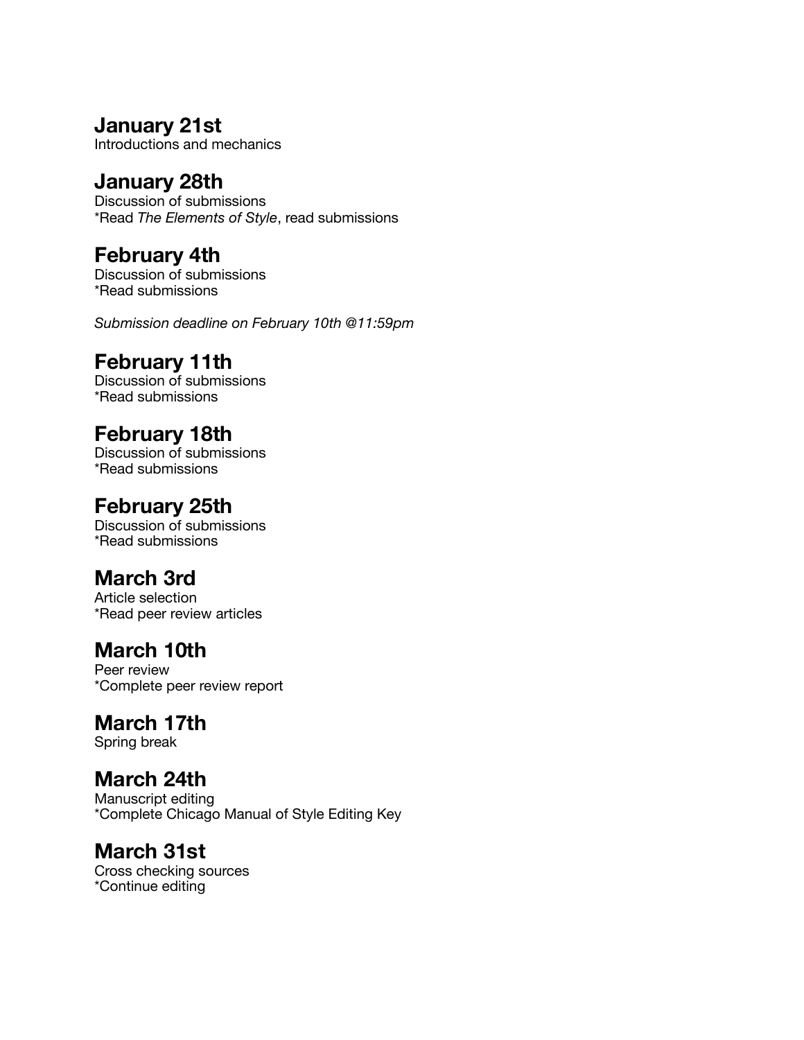## January 21st
Introductions and mechanics

## January 28th
Discussion of submissions
*Read *The Elements of Style*, read submissions

## February 4th
Discussion of submissions
*Read submissions

*Submission deadline on February 10th @11:59pm*

## February 11th
Discussion of submissions
*Read submissions

## February 18th
Discussion of submissions
*Read submissions

## February 25th
Discussion of submissions
*Read submissions

## March 3rd
Article selection
*Read peer review articles

## March 10th
Peer review
*Complete peer review report

## March 17th
Spring break

## March 24th
Manuscript editing
*Complete Chicago Manual of Style Editing Key

## March 31st
Cross checking sources
*Continue editing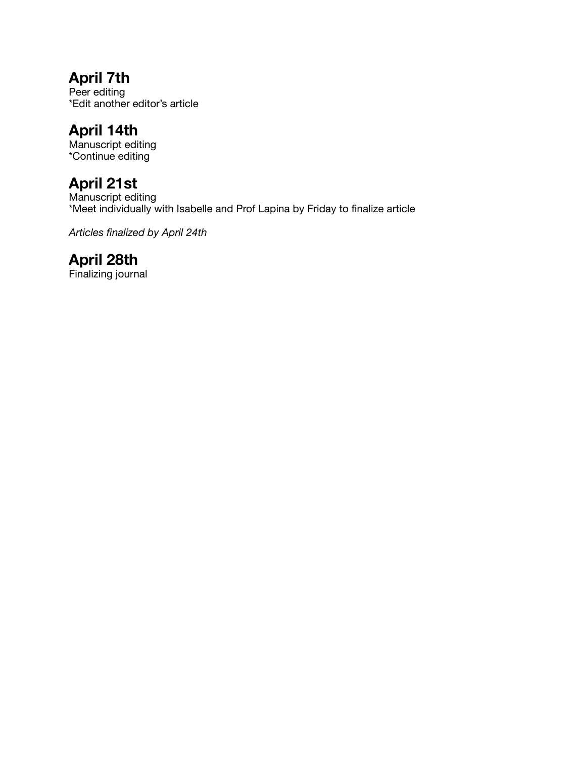## April 7th
Peer editing
*Edit another editor's article

## April 14th
Manuscript editing
*Continue editing

## April 21st
Manuscript editing
*Meet individually with Isabelle and Prof Lapina by Friday to finalize article

*Articles finalized by April 24th*

## April 28th
Finalizing journal